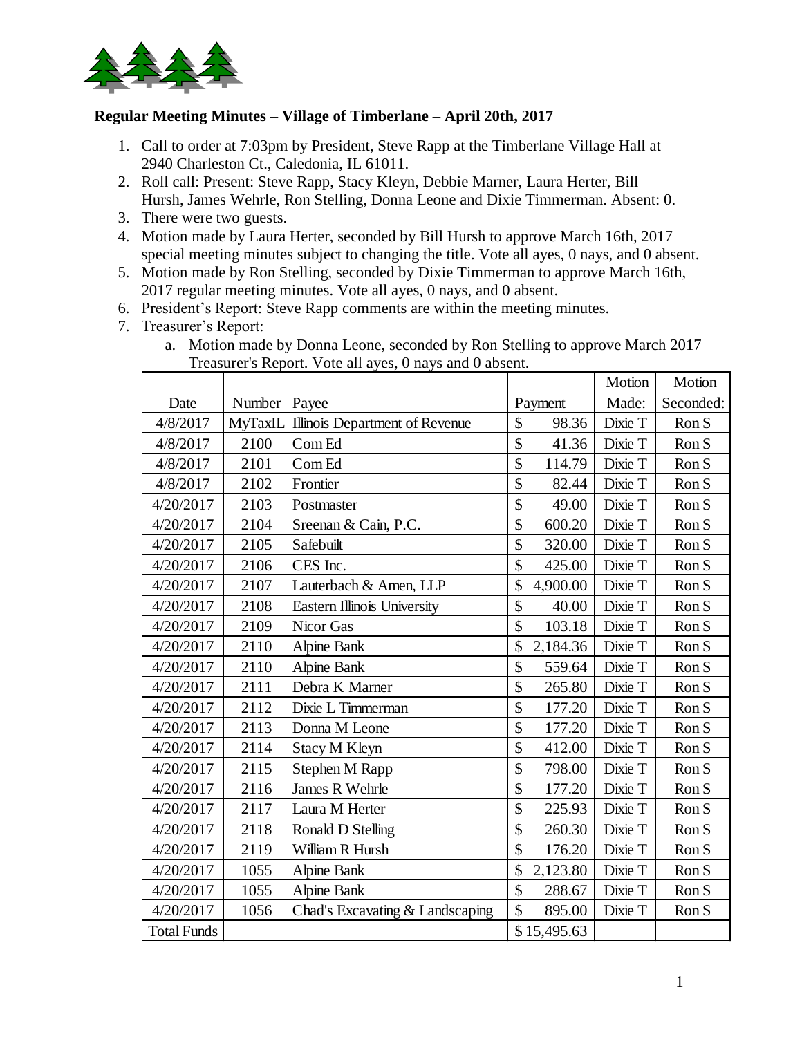**Regular Meeting Minutes – Village of Timberlane – April 20th, 2017**

1. Call to order at 7:03pm by President, Steve Rapp at the Timberlane Village Hall at 2940 Charleston Ct., Caledonia, IL 61011.
2. Roll call: Present: Steve Rapp, Stacy Kleyn, Debbie Marner, Laura Herter, Bill Hursh, James Wehrle, Ron Stelling, Donna Leone and Dixie Timmerman. Absent: 0.
3. There were two guests.
4. Motion made by Laura Herter, seconded by Bill Hursh to approve March 16th, 2017 special meeting minutes subject to changing the title. Vote all ayes, 0 nays, and 0 absent.
5. Motion made by Ron Stelling, seconded by Dixie Timmerman to approve March 16th, 2017 regular meeting minutes. Vote all ayes, 0 nays, and 0 absent.
6. President's Report: Steve Rapp comments are within the meeting minutes.
7. Treasurer's Report:
   a. Motion made by Donna Leone, seconded by Ron Stelling to approve March 2017 Treasurer's Report. Vote all ayes, 0 nays and 0 absent.

| Date | Number | Payee | Payment | Motion Made: | Motion Seconded: |
|---|---|---|---|---|---|
| 4/8/2017 | MyTaxIL | Illinois Department of Revenue | $ 98.36 | Dixie T | Ron S |
| 4/8/2017 | 2100 | Com Ed | $ 41.36 | Dixie T | Ron S |
| 4/8/2017 | 2101 | Com Ed | $ 114.79 | Dixie T | Ron S |
| 4/8/2017 | 2102 | Frontier | $ 82.44 | Dixie T | Ron S |
| 4/20/2017 | 2103 | Postmaster | $ 49.00 | Dixie T | Ron S |
| 4/20/2017 | 2104 | Sreenan & Cain, P.C. | $ 600.20 | Dixie T | Ron S |
| 4/20/2017 | 2105 | Safebuilt | $ 320.00 | Dixie T | Ron S |
| 4/20/2017 | 2106 | CES Inc. | $ 425.00 | Dixie T | Ron S |
| 4/20/2017 | 2107 | Lauterbach & Amen, LLP | $ 4,900.00 | Dixie T | Ron S |
| 4/20/2017 | 2108 | Eastern Illinois University | $ 40.00 | Dixie T | Ron S |
| 4/20/2017 | 2109 | Nicor Gas | $ 103.18 | Dixie T | Ron S |
| 4/20/2017 | 2110 | Alpine Bank | $ 2,184.36 | Dixie T | Ron S |
| 4/20/2017 | 2110 | Alpine Bank | $ 559.64 | Dixie T | Ron S |
| 4/20/2017 | 2111 | Debra K Marner | $ 265.80 | Dixie T | Ron S |
| 4/20/2017 | 2112 | Dixie L Timmerman | $ 177.20 | Dixie T | Ron S |
| 4/20/2017 | 2113 | Donna M Leone | $ 177.20 | Dixie T | Ron S |
| 4/20/2017 | 2114 | Stacy M Kleyn | $ 412.00 | Dixie T | Ron S |
| 4/20/2017 | 2115 | Stephen M Rapp | $ 798.00 | Dixie T | Ron S |
| 4/20/2017 | 2116 | James R Wehrle | $ 177.20 | Dixie T | Ron S |
| 4/20/2017 | 2117 | Laura M Herter | $ 225.93 | Dixie T | Ron S |
| 4/20/2017 | 2118 | Ronald D Stelling | $ 260.30 | Dixie T | Ron S |
| 4/20/2017 | 2119 | William R Hursh | $ 176.20 | Dixie T | Ron S |
| 4/20/2017 | 1055 | Alpine Bank | $ 2,123.80 | Dixie T | Ron S |
| 4/20/2017 | 1055 | Alpine Bank | $ 288.67 | Dixie T | Ron S |
| 4/20/2017 | 1056 | Chad's Excavating & Landscaping | $ 895.00 | Dixie T | Ron S |
| Total Funds | | | $ 15,495.63 | | |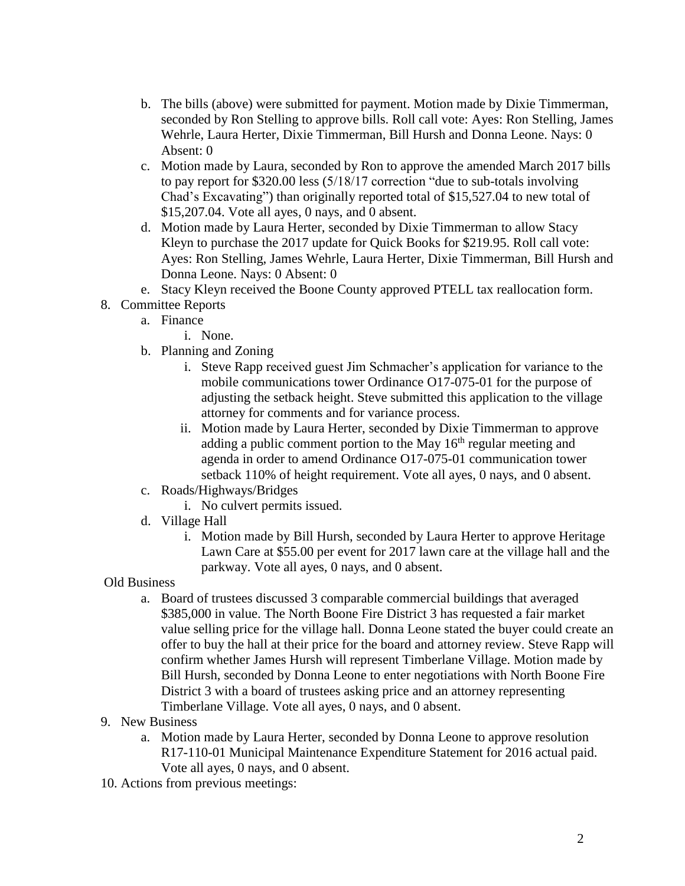b. The bills (above) were submitted for payment. Motion made by Dixie Timmerman, seconded by Ron Stelling to approve bills. Roll call vote: Ayes: Ron Stelling, James Wehrle, Laura Herter, Dixie Timmerman, Bill Hursh and Donna Leone. Nays: 0 Absent: 0

c. Motion made by Laura, seconded by Ron to approve the amended March 2017 bills to pay report for $320.00 less (5/18/17 correction "due to sub-totals involving Chad's Excavating") than originally reported total of $15,527.04 to new total of $15,207.04. Vote all ayes, 0 nays, and 0 absent.

d. Motion made by Laura Herter, seconded by Dixie Timmerman to allow Stacy Kleyn to purchase the 2017 update for Quick Books for $219.95. Roll call vote: Ayes: Ron Stelling, James Wehrle, Laura Herter, Dixie Timmerman, Bill Hursh and Donna Leone. Nays: 0 Absent: 0

e. Stacy Kleyn received the Boone County approved PTELL tax reallocation form.

8. Committee Reports
   a. Finance
      i. None.
   b. Planning and Zoning
      i. Steve Rapp received guest Jim Schmacher's application for variance to the mobile communications tower Ordinance O17-075-01 for the purpose of adjusting the setback height. Steve submitted this application to the village attorney for comments and for variance process.
      ii. Motion made by Laura Herter, seconded by Dixie Timmerman to approve adding a public comment portion to the May 16th regular meeting and agenda in order to amend Ordinance O17-075-01 communication tower setback 110% of height requirement. Vote all ayes, 0 nays, and 0 absent.
   c. Roads/Highways/Bridges
      i. No culvert permits issued.
   d. Village Hall
      i. Motion made by Bill Hursh, seconded by Laura Herter to approve Heritage Lawn Care at $55.00 per event for 2017 lawn care at the village hall and the parkway. Vote all ayes, 0 nays, and 0 absent.

Old Business

a. Board of trustees discussed 3 comparable commercial buildings that averaged $385,000 in value. The North Boone Fire District 3 has requested a fair market value selling price for the village hall. Donna Leone stated the buyer could create an offer to buy the hall at their price for the board and attorney review. Steve Rapp will confirm whether James Hursh will represent Timberlane Village. Motion made by Bill Hursh, seconded by Donna Leone to enter negotiations with North Boone Fire District 3 with a board of trustees asking price and an attorney representing Timberlane Village. Vote all ayes, 0 nays, and 0 absent.

9. New Business
   a. Motion made by Laura Herter, seconded by Donna Leone to approve resolution R17-110-01 Municipal Maintenance Expenditure Statement for 2016 actual paid. Vote all ayes, 0 nays, and 0 absent.

10. Actions from previous meetings: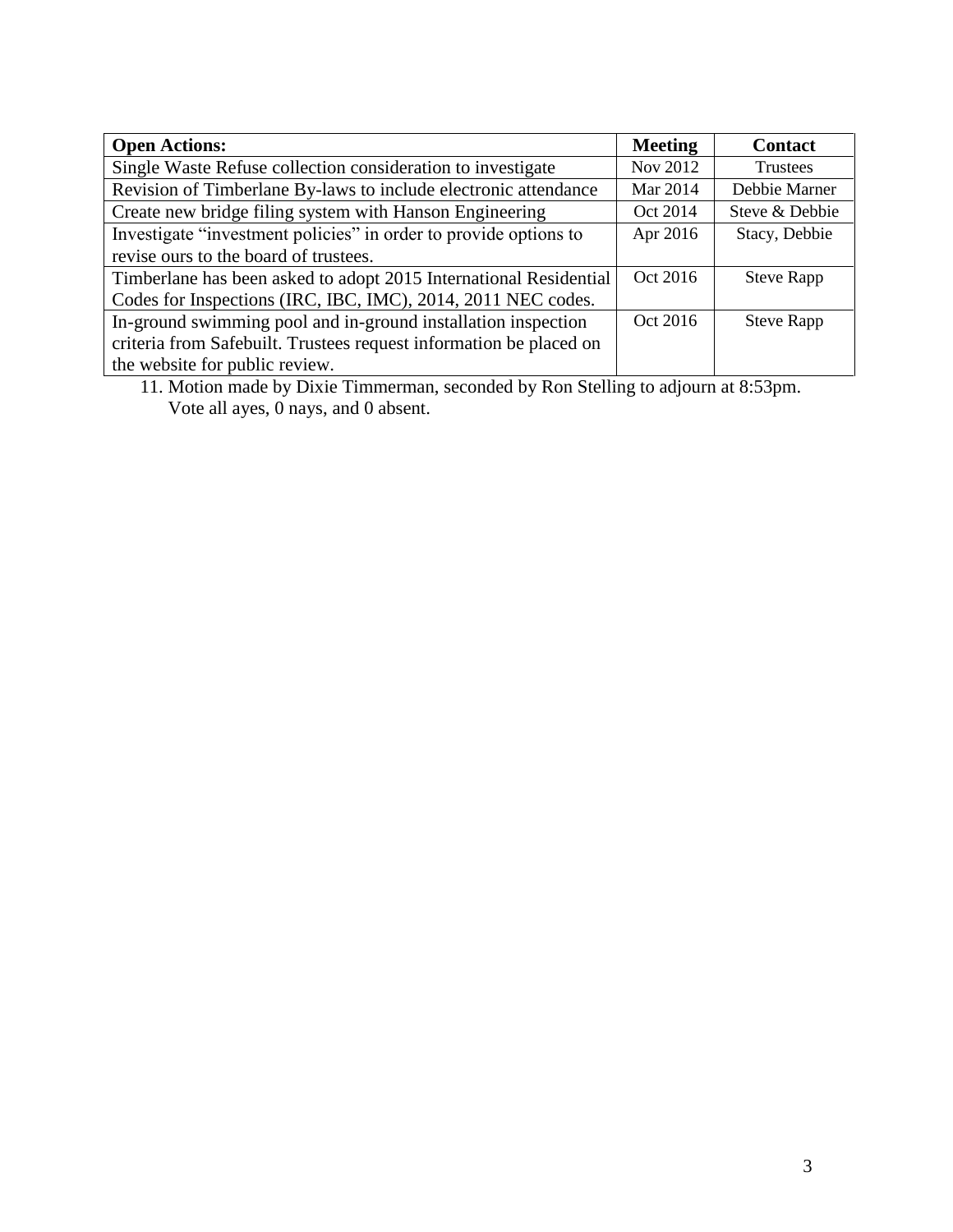| **Open Actions:** | **Meeting** | **Contact** |
|---|---|---|
| Single Waste Refuse collection consideration to investigate | Nov 2012 | Trustees |
| Revision of Timberlane By-laws to include electronic attendance | Mar 2014 | Debbie Marner |
| Create new bridge filing system with Hanson Engineering | Oct 2014 | Steve & Debbie |
| Investigate "investment policies" in order to provide options to revise ours to the board of trustees. | Apr 2016 | Stacy, Debbie |
| Timberlane has been asked to adopt 2015 International Residential Codes for Inspections (IRC, IBC, IMC), 2014, 2011 NEC codes. | Oct 2016 | Steve Rapp |
| In-ground swimming pool and in-ground installation inspection criteria from Safebuilt. Trustees request information be placed on the website for public review. | Oct 2016 | Steve Rapp |

11. Motion made by Dixie Timmerman, seconded by Ron Stelling to adjourn at 8:53pm. Vote all ayes, 0 nays, and 0 absent.